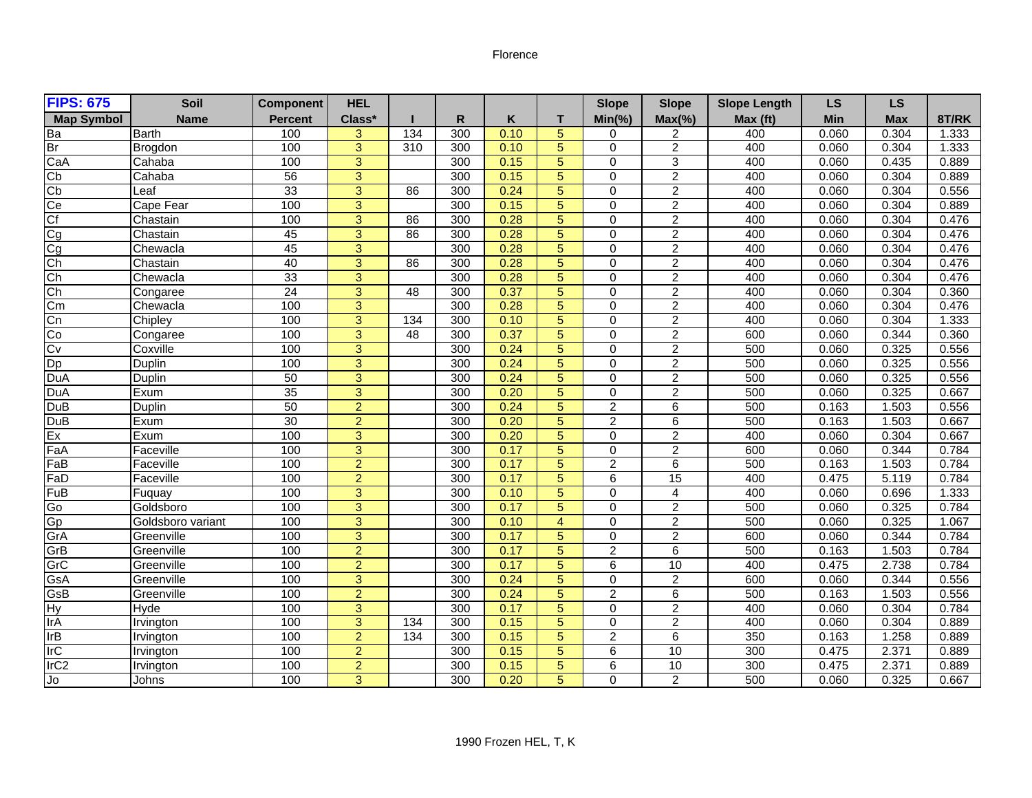Florence

| FIPS: 675 | Soil | Component | HEL | | | | | Slope | Slope | Slope Length | LS | LS | |
|---|---|---|---|---|---|---|---|---|---|---|---|---|---|
| Map Symbol | Name | Percent | Class* | I | R | K | T | Min(%) | Max(%) | Max (ft) | Min | Max | 8T/RK |
| Ba | Barth | 100 | 3 | 134 | 300 | 0.10 | 5 | 0 | 2 | 400 | 0.060 | 0.304 | 1.333 |
| Br | Brogdon | 100 | 3 | 310 | 300 | 0.10 | 5 | 0 | 2 | 400 | 0.060 | 0.304 | 1.333 |
| CaA | Cahaba | 100 | 3 | | 300 | 0.15 | 5 | 0 | 3 | 400 | 0.060 | 0.435 | 0.889 |
| Cb | Cahaba | 56 | 3 | | 300 | 0.15 | 5 | 0 | 2 | 400 | 0.060 | 0.304 | 0.889 |
| Cb | Leaf | 33 | 3 | 86 | 300 | 0.24 | 5 | 0 | 2 | 400 | 0.060 | 0.304 | 0.556 |
| Ce | Cape Fear | 100 | 3 | | 300 | 0.15 | 5 | 0 | 2 | 400 | 0.060 | 0.304 | 0.889 |
| Cf | Chastain | 100 | 3 | 86 | 300 | 0.28 | 5 | 0 | 2 | 400 | 0.060 | 0.304 | 0.476 |
| Cg | Chastain | 45 | 3 | 86 | 300 | 0.28 | 5 | 0 | 2 | 400 | 0.060 | 0.304 | 0.476 |
| Cg | Chewacla | 45 | 3 | | 300 | 0.28 | 5 | 0 | 2 | 400 | 0.060 | 0.304 | 0.476 |
| Ch | Chastain | 40 | 3 | 86 | 300 | 0.28 | 5 | 0 | 2 | 400 | 0.060 | 0.304 | 0.476 |
| Ch | Chewacla | 33 | 3 | | 300 | 0.28 | 5 | 0 | 2 | 400 | 0.060 | 0.304 | 0.476 |
| Ch | Congaree | 24 | 3 | 48 | 300 | 0.37 | 5 | 0 | 2 | 400 | 0.060 | 0.304 | 0.360 |
| Cm | Chewacla | 100 | 3 | | 300 | 0.28 | 5 | 0 | 2 | 400 | 0.060 | 0.304 | 0.476 |
| Cn | Chipley | 100 | 3 | 134 | 300 | 0.10 | 5 | 0 | 2 | 400 | 0.060 | 0.304 | 1.333 |
| Co | Congaree | 100 | 3 | 48 | 300 | 0.37 | 5 | 0 | 2 | 600 | 0.060 | 0.344 | 0.360 |
| Cv | Coxville | 100 | 3 | | 300 | 0.24 | 5 | 0 | 2 | 500 | 0.060 | 0.325 | 0.556 |
| Dp | Duplin | 100 | 3 | | 300 | 0.24 | 5 | 0 | 2 | 500 | 0.060 | 0.325 | 0.556 |
| DuA | Duplin | 50 | 3 | | 300 | 0.24 | 5 | 0 | 2 | 500 | 0.060 | 0.325 | 0.556 |
| DuA | Exum | 35 | 3 | | 300 | 0.20 | 5 | 0 | 2 | 500 | 0.060 | 0.325 | 0.667 |
| DuB | Duplin | 50 | 2 | | 300 | 0.24 | 5 | 2 | 6 | 500 | 0.163 | 1.503 | 0.556 |
| DuB | Exum | 30 | 2 | | 300 | 0.20 | 5 | 2 | 6 | 500 | 0.163 | 1.503 | 0.667 |
| Ex | Exum | 100 | 3 | | 300 | 0.20 | 5 | 0 | 2 | 400 | 0.060 | 0.304 | 0.667 |
| FaA | Faceville | 100 | 3 | | 300 | 0.17 | 5 | 0 | 2 | 600 | 0.060 | 0.344 | 0.784 |
| FaB | Faceville | 100 | 2 | | 300 | 0.17 | 5 | 2 | 6 | 500 | 0.163 | 1.503 | 0.784 |
| FaD | Faceville | 100 | 2 | | 300 | 0.17 | 5 | 6 | 15 | 400 | 0.475 | 5.119 | 0.784 |
| FuB | Fuquay | 100 | 3 | | 300 | 0.10 | 5 | 0 | 4 | 400 | 0.060 | 0.696 | 1.333 |
| Go | Goldsboro | 100 | 3 | | 300 | 0.17 | 5 | 0 | 2 | 500 | 0.060 | 0.325 | 0.784 |
| Gp | Goldsboro variant | 100 | 3 | | 300 | 0.10 | 4 | 0 | 2 | 500 | 0.060 | 0.325 | 1.067 |
| GrA | Greenville | 100 | 3 | | 300 | 0.17 | 5 | 0 | 2 | 600 | 0.060 | 0.344 | 0.784 |
| GrB | Greenville | 100 | 2 | | 300 | 0.17 | 5 | 2 | 6 | 500 | 0.163 | 1.503 | 0.784 |
| GrC | Greenville | 100 | 2 | | 300 | 0.17 | 5 | 6 | 10 | 400 | 0.475 | 2.738 | 0.784 |
| GsA | Greenville | 100 | 3 | | 300 | 0.24 | 5 | 0 | 2 | 600 | 0.060 | 0.344 | 0.556 |
| GsB | Greenville | 100 | 2 | | 300 | 0.24 | 5 | 2 | 6 | 500 | 0.163 | 1.503 | 0.556 |
| Hy | Hyde | 100 | 3 | | 300 | 0.17 | 5 | 0 | 2 | 400 | 0.060 | 0.304 | 0.784 |
| IrA | Irvington | 100 | 3 | 134 | 300 | 0.15 | 5 | 0 | 2 | 400 | 0.060 | 0.304 | 0.889 |
| IrB | Irvington | 100 | 2 | 134 | 300 | 0.15 | 5 | 2 | 6 | 350 | 0.163 | 1.258 | 0.889 |
| IrC | Irvington | 100 | 2 | | 300 | 0.15 | 5 | 6 | 10 | 300 | 0.475 | 2.371 | 0.889 |
| IrC2 | Irvington | 100 | 2 | | 300 | 0.15 | 5 | 6 | 10 | 300 | 0.475 | 2.371 | 0.889 |
| Jo | Johns | 100 | 3 | | 300 | 0.20 | 5 | 0 | 2 | 500 | 0.060 | 0.325 | 0.667 |

1990 Frozen HEL, T, K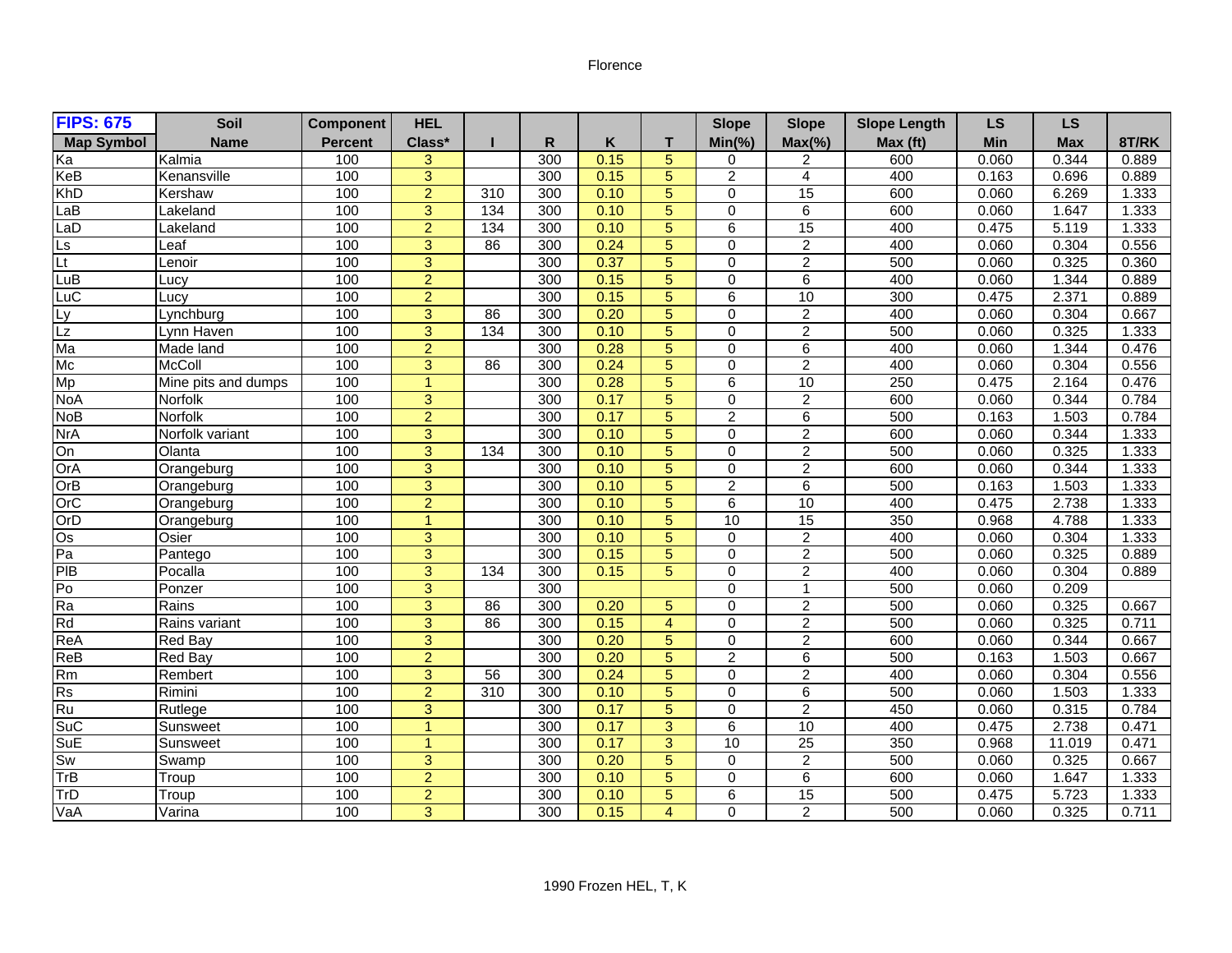| FIPS: 675 | Soil | Component | HEL | | | | | Slope | Slope | Slope Length | LS | LS | |
|---|---|---|---|---|---|---|---|---|---|---|---|---|---|
| Map Symbol | Name | Percent | Class* | I | R | K | T | Min(%) | Max(%) | Max (ft) | Min | Max | 8T/RK |
| Ka | Kalmia | 100 | 3 | | 300 | 0.15 | 5 | 0 | 2 | 600 | 0.060 | 0.344 | 0.889 |
| KeB | Kenansville | 100 | 3 | | 300 | 0.15 | 5 | 2 | 4 | 400 | 0.163 | 0.696 | 0.889 |
| KhD | Kershaw | 100 | 2 | 310 | 300 | 0.10 | 5 | 0 | 15 | 600 | 0.060 | 6.269 | 1.333 |
| LaB | Lakeland | 100 | 3 | 134 | 300 | 0.10 | 5 | 0 | 6 | 600 | 0.060 | 1.647 | 1.333 |
| LaD | Lakeland | 100 | 2 | 134 | 300 | 0.10 | 5 | 6 | 15 | 400 | 0.475 | 5.119 | 1.333 |
| Ls | Leaf | 100 | 3 | 86 | 300 | 0.24 | 5 | 0 | 2 | 400 | 0.060 | 0.304 | 0.556 |
| Lt | Lenoir | 100 | 3 | | 300 | 0.37 | 5 | 0 | 2 | 500 | 0.060 | 0.325 | 0.360 |
| LuB | Lucy | 100 | 2 | | 300 | 0.15 | 5 | 0 | 6 | 400 | 0.060 | 1.344 | 0.889 |
| LuC | Lucy | 100 | 2 | | 300 | 0.15 | 5 | 6 | 10 | 300 | 0.475 | 2.371 | 0.889 |
| Ly | Lynchburg | 100 | 3 | 86 | 300 | 0.20 | 5 | 0 | 2 | 400 | 0.060 | 0.304 | 0.667 |
| Lz | Lynn Haven | 100 | 3 | 134 | 300 | 0.10 | 5 | 0 | 2 | 500 | 0.060 | 0.325 | 1.333 |
| Ma | Made land | 100 | 2 | | 300 | 0.28 | 5 | 0 | 6 | 400 | 0.060 | 1.344 | 0.476 |
| Mc | McColl | 100 | 3 | 86 | 300 | 0.24 | 5 | 0 | 2 | 400 | 0.060 | 0.304 | 0.556 |
| Mp | Mine pits and dumps | 100 | 1 | | 300 | 0.28 | 5 | 6 | 10 | 250 | 0.475 | 2.164 | 0.476 |
| NoA | Norfolk | 100 | 3 | | 300 | 0.17 | 5 | 0 | 2 | 600 | 0.060 | 0.344 | 0.784 |
| NoB | Norfolk | 100 | 2 | | 300 | 0.17 | 5 | 2 | 6 | 500 | 0.163 | 1.503 | 0.784 |
| NrA | Norfolk variant | 100 | 3 | | 300 | 0.10 | 5 | 0 | 2 | 600 | 0.060 | 0.344 | 1.333 |
| On | Olanta | 100 | 3 | 134 | 300 | 0.10 | 5 | 0 | 2 | 500 | 0.060 | 0.325 | 1.333 |
| OrA | Orangeburg | 100 | 3 | | 300 | 0.10 | 5 | 0 | 2 | 600 | 0.060 | 0.344 | 1.333 |
| OrB | Orangeburg | 100 | 3 | | 300 | 0.10 | 5 | 2 | 6 | 500 | 0.163 | 1.503 | 1.333 |
| OrC | Orangeburg | 100 | 2 | | 300 | 0.10 | 5 | 6 | 10 | 400 | 0.475 | 2.738 | 1.333 |
| OrD | Orangeburg | 100 | 1 | | 300 | 0.10 | 5 | 10 | 15 | 350 | 0.968 | 4.788 | 1.333 |
| Os | Osier | 100 | 3 | | 300 | 0.10 | 5 | 0 | 2 | 400 | 0.060 | 0.304 | 1.333 |
| Pa | Pantego | 100 | 3 | | 300 | 0.15 | 5 | 0 | 2 | 500 | 0.060 | 0.325 | 0.889 |
| PlB | Pocalla | 100 | 3 | 134 | 300 | 0.15 | 5 | 0 | 2 | 400 | 0.060 | 0.304 | 0.889 |
| Po | Ponzer | 100 | 3 | | 300 | | | 0 | 1 | 500 | 0.060 | 0.209 | |
| Ra | Rains | 100 | 3 | 86 | 300 | 0.20 | 5 | 0 | 2 | 500 | 0.060 | 0.325 | 0.667 |
| Rd | Rains variant | 100 | 3 | 86 | 300 | 0.15 | 4 | 0 | 2 | 500 | 0.060 | 0.325 | 0.711 |
| ReA | Red Bay | 100 | 3 | | 300 | 0.20 | 5 | 0 | 2 | 600 | 0.060 | 0.344 | 0.667 |
| ReB | Red Bay | 100 | 2 | | 300 | 0.20 | 5 | 2 | 6 | 500 | 0.163 | 1.503 | 0.667 |
| Rm | Rembert | 100 | 3 | 56 | 300 | 0.24 | 5 | 0 | 2 | 400 | 0.060 | 0.304 | 0.556 |
| Rs | Rimini | 100 | 2 | 310 | 300 | 0.10 | 5 | 0 | 6 | 500 | 0.060 | 1.503 | 1.333 |
| Ru | Rutlege | 100 | 3 | | 300 | 0.17 | 5 | 0 | 2 | 450 | 0.060 | 0.315 | 0.784 |
| SuC | Sunsweet | 100 | 1 | | 300 | 0.17 | 3 | 6 | 10 | 400 | 0.475 | 2.738 | 0.471 |
| SuE | Sunsweet | 100 | 1 | | 300 | 0.17 | 3 | 10 | 25 | 350 | 0.968 | 11.019 | 0.471 |
| Sw | Swamp | 100 | 3 | | 300 | 0.20 | 5 | 0 | 2 | 500 | 0.060 | 0.325 | 0.667 |
| TrB | Troup | 100 | 2 | | 300 | 0.10 | 5 | 0 | 6 | 600 | 0.060 | 1.647 | 1.333 |
| TrD | Troup | 100 | 2 | | 300 | 0.10 | 5 | 6 | 15 | 500 | 0.475 | 5.723 | 1.333 |
| VaA | Varina | 100 | 3 | | 300 | 0.15 | 4 | 0 | 2 | 500 | 0.060 | 0.325 | 0.711 |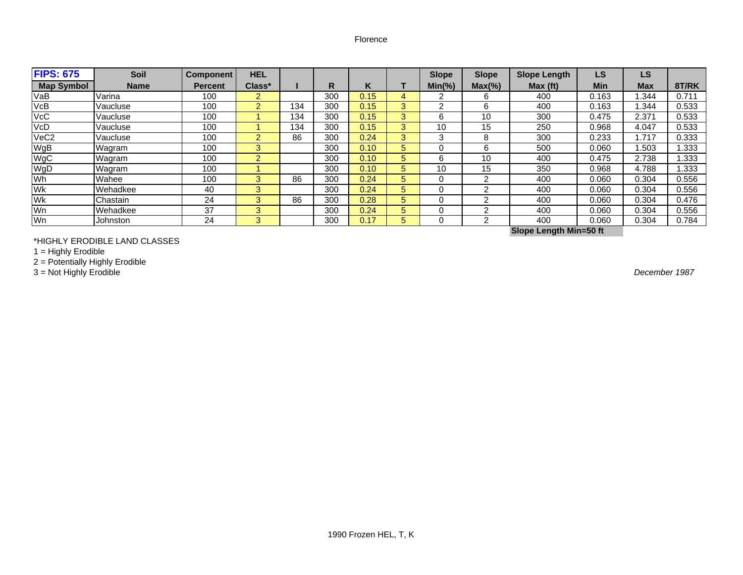Florence

| FIPS: 675 | Soil | Component | HEL | | | | | Slope | Slope | Slope Length | LS | LS | |
|---|---|---|---|---|---|---|---|---|---|---|---|---|---|
| Map Symbol | Name | Percent | Class* | I | R | K | T | Min(%) | Max(%) | Max (ft) | Min | Max | 8T/RK |
| VaB | Varina | 100 | 2 | | 300 | 0.15 | 4 | 2 | 6 | 400 | 0.163 | 1.344 | 0.711 |
| VcB | Vaucluse | 100 | 2 | 134 | 300 | 0.15 | 3 | 2 | 6 | 400 | 0.163 | 1.344 | 0.533 |
| VcC | Vaucluse | 100 | 1 | 134 | 300 | 0.15 | 3 | 6 | 10 | 300 | 0.475 | 2.371 | 0.533 |
| VcD | Vaucluse | 100 | 1 | 134 | 300 | 0.15 | 3 | 10 | 15 | 250 | 0.968 | 4.047 | 0.533 |
| VeC2 | Vaucluse | 100 | 2 | 86 | 300 | 0.24 | 3 | 3 | 8 | 300 | 0.233 | 1.717 | 0.333 |
| WgB | Wagram | 100 | 3 | | 300 | 0.10 | 5 | 0 | 6 | 500 | 0.060 | 1.503 | 1.333 |
| WgC | Wagram | 100 | 2 | | 300 | 0.10 | 5 | 6 | 10 | 400 | 0.475 | 2.738 | 1.333 |
| WgD | Wagram | 100 | 1 | | 300 | 0.10 | 5 | 10 | 15 | 350 | 0.968 | 4.788 | 1.333 |
| Wh | Wahee | 100 | 3 | 86 | 300 | 0.24 | 5 | 0 | 2 | 400 | 0.060 | 0.304 | 0.556 |
| Wk | Wehadkee | 40 | 3 | | 300 | 0.24 | 5 | 0 | 2 | 400 | 0.060 | 0.304 | 0.556 |
| Wk | Chastain | 24 | 3 | 86 | 300 | 0.28 | 5 | 0 | 2 | 400 | 0.060 | 0.304 | 0.476 |
| Wn | Wehadkee | 37 | 3 | | 300 | 0.24 | 5 | 0 | 2 | 400 | 0.060 | 0.304 | 0.556 |
| Wn | Johnston | 24 | 3 | | 300 | 0.17 | 5 | 0 | 2 | 400 | 0.060 | 0.304 | 0.784 |

**Slope Length Min=50 ft**

*HIGHLY ERODIBLE LAND CLASSES

1 = Highly Erodible

2 = Potentially Highly Erodible

3 = Not Highly Erodible

*December 1987*

1990 Frozen HEL, T, K